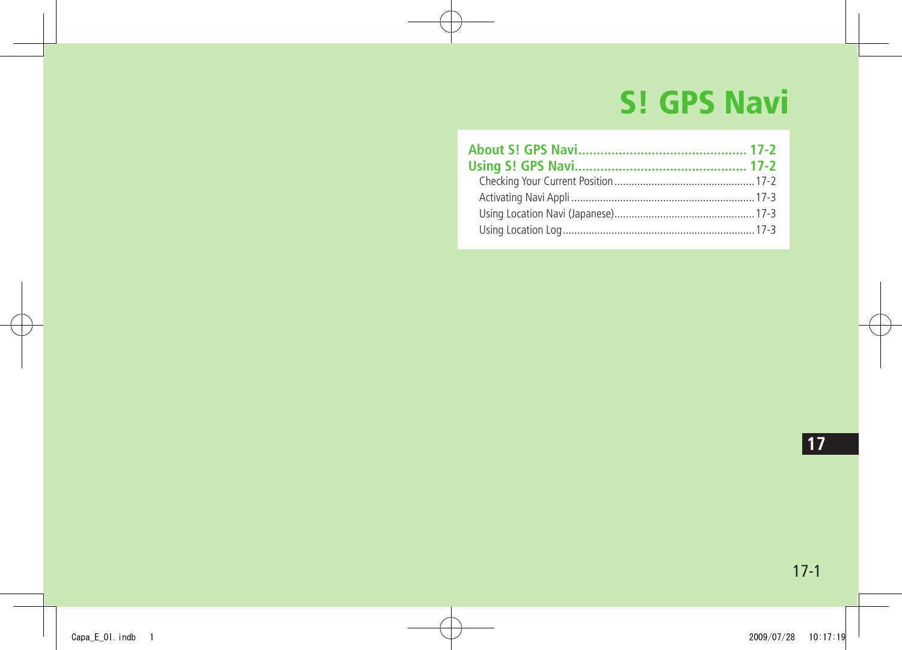# S! GPS Navi

**About S! GPS Navi** .............................................. **17-2**
**Using S! GPS Navi** ............................................... **17-2**
  Checking Your Current Position .................................................17-2
  Activating Navi Appli ................................................................17-3
  Using Location Navi (Japanese).................................................17-3
  Using Location Log ...................................................................17-3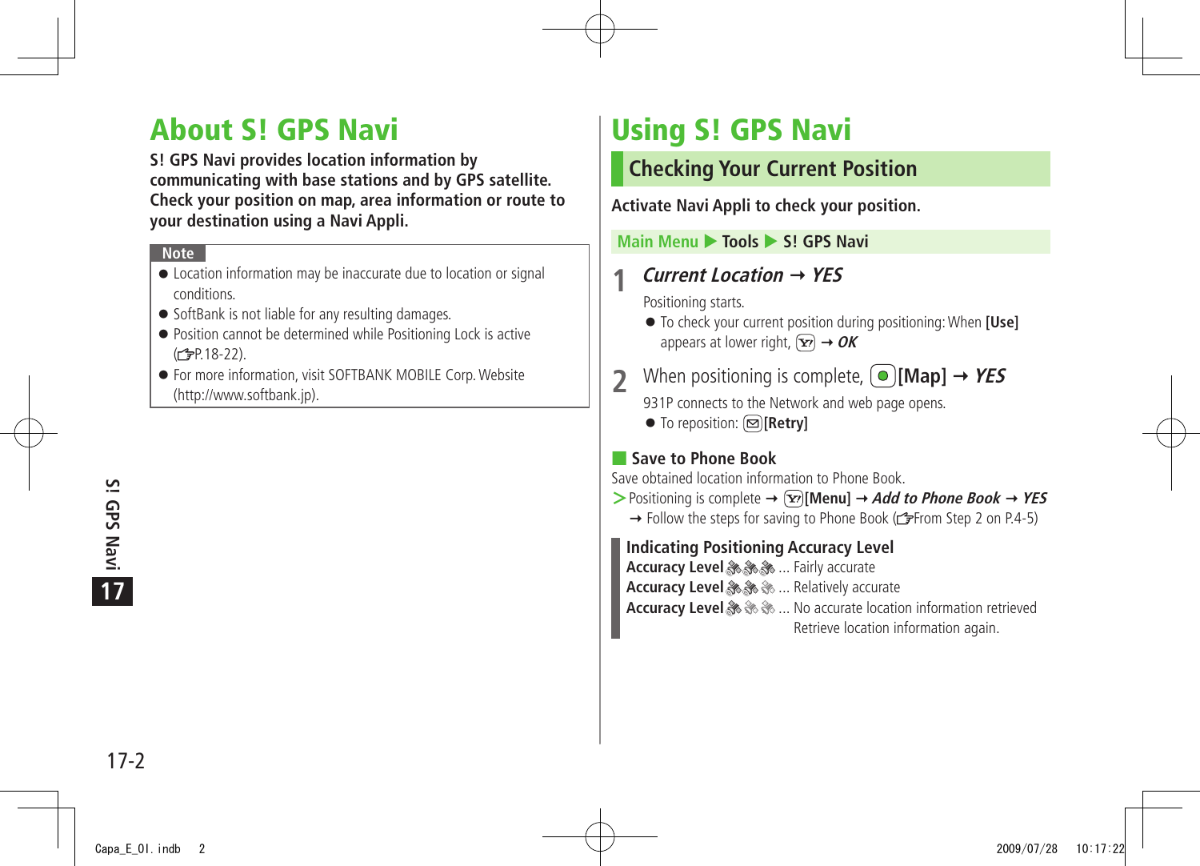# About S! GPS Navi

**S! GPS Navi provides location information by communicating with base stations and by GPS satellite. Check your position on map, area information or route to your destination using a Navi Appli.**

**Note**

- Location information may be inaccurate due to location or signal conditions.
- SoftBank is not liable for any resulting damages.
- Position cannot be determined while Positioning Lock is active (☞P.18-22).
- For more information, visit SOFTBANK MOBILE Corp. Website (http://www.softbank.jp).

# Using S! GPS Navi

## Checking Your Current Position

**Activate Navi Appli to check your position.**

**Main Menu ▶ Tools ▶ S! GPS Navi**

**1** ***Current Location*** **→** ***YES***

Positioning starts.

- To check your current position during positioning: When **[Use]** appears at lower right, [Y!] → ***OK***

**2** When positioning is complete, [●]**[Map]** → ***YES***

931P connects to the Network and web page opens.

- To reposition: [✉]**[Retry]**

### Save to Phone Book

Save obtained location information to Phone Book.

> Positioning is complete → [Y!]**[Menu]** → ***Add to Phone Book*** → ***YES*** → Follow the steps for saving to Phone Book (☞From Step 2 on P.4-5)

**Indicating Positioning Accuracy Level**

**Accuracy Level** (3 icons) ... Fairly accurate
**Accuracy Level** (2 icons) ... Relatively accurate
**Accuracy Level** (1 icon) ... No accurate location information retrieved
Retrieve location information again.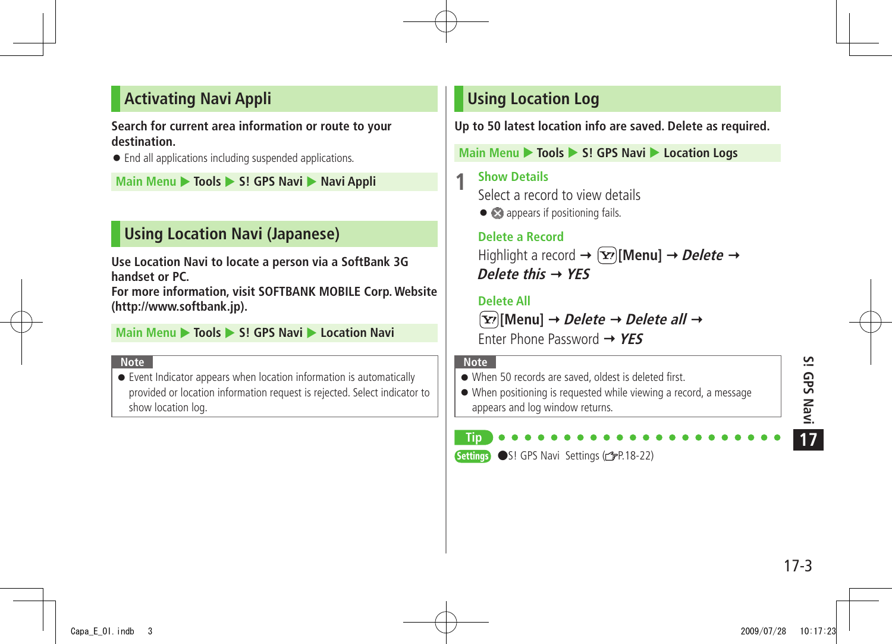## Activating Navi Appli

**Search for current area information or route to your destination.**

- End all applications including suspended applications.

Main Menu ▶ Tools ▶ S! GPS Navi ▶ Navi Appli

## Using Location Navi (Japanese)

**Use Location Navi to locate a person via a SoftBank 3G handset or PC.**
**For more information, visit SOFTBANK MOBILE Corp. Website (http://www.softbank.jp).**

Main Menu ▶ Tools ▶ S! GPS Navi ▶ Location Navi

**Note**

- Event Indicator appears when location information is automatically provided or location information request is rejected. Select indicator to show location log.

## Using Location Log

**Up to 50 latest location info are saved. Delete as required.**

Main Menu ▶ Tools ▶ S! GPS Navi ▶ Location Logs

**1** **Show Details**

Select a record to view details

- ⊗ appears if positioning fails.

**Delete a Record**

Highlight a record → [Y!][Menu] → ***Delete*** → ***Delete this*** → ***YES***

**Delete All**

[Y!][Menu] → ***Delete*** → ***Delete all*** → Enter Phone Password → ***YES***

**Note**

- When 50 records are saved, oldest is deleted first.
- When positioning is requested while viewing a record, a message appears and log window returns.

**Tip**

Settings ●S! GPS Navi Settings (☞P.18-22)